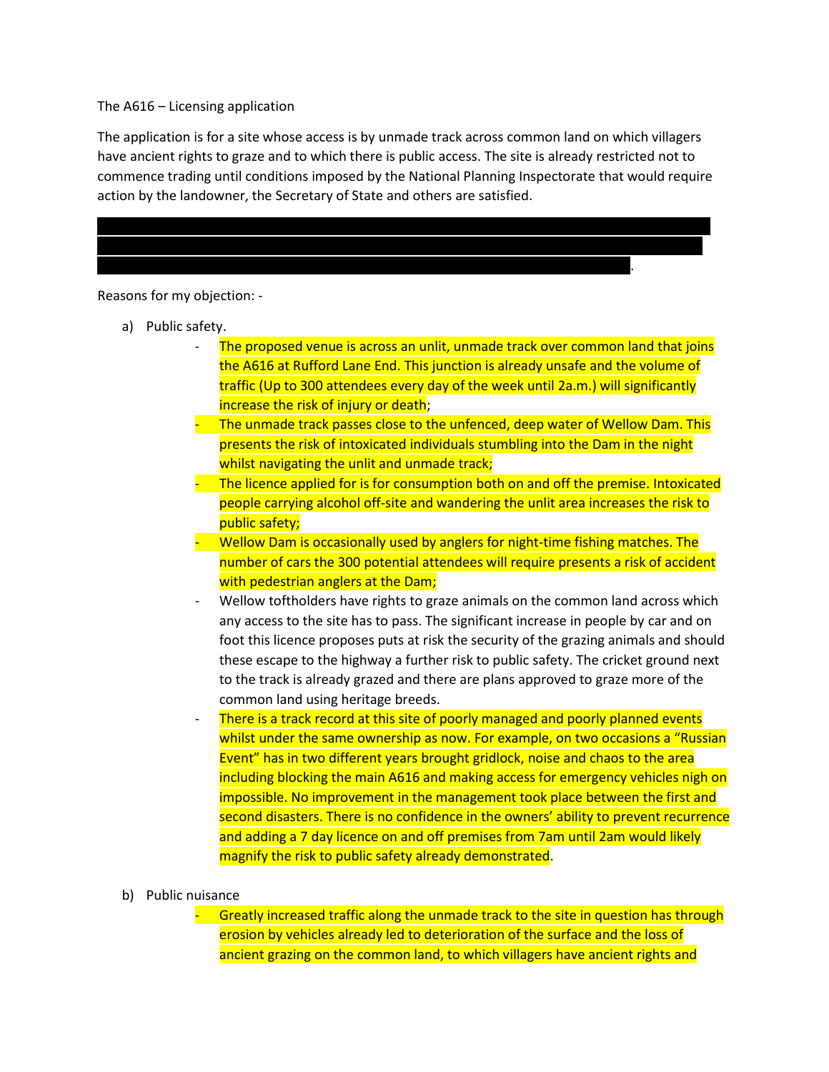The A616 – Licensing application

The application is for a site whose access is by unmade track across common land on which villagers have ancient rights to graze and to which there is public access. The site is already restricted not to commence trading until conditions imposed by the National Planning Inspectorate that would require action by the landowner, the Secretary of State and others are satisfied.

Reasons for my objection: -

a) Public safety.
   - The proposed venue is across an unlit, unmade track over common land that joins the A616 at Rufford Lane End. This junction is already unsafe and the volume of traffic (Up to 300 attendees every day of the week until 2a.m.) will significantly increase the risk of injury or death;
   - The unmade track passes close to the unfenced, deep water of Wellow Dam. This presents the risk of intoxicated individuals stumbling into the Dam in the night whilst navigating the unlit and unmade track;
   - The licence applied for is for consumption both on and off the premise. Intoxicated people carrying alcohol off-site and wandering the unlit area increases the risk to public safety;
   - Wellow Dam is occasionally used by anglers for night-time fishing matches. The number of cars the 300 potential attendees will require presents a risk of accident with pedestrian anglers at the Dam;
   - Wellow toftholders have rights to graze animals on the common land across which any access to the site has to pass. The significant increase in people by car and on foot this licence proposes puts at risk the security of the grazing animals and should these escape to the highway a further risk to public safety. The cricket ground next to the track is already grazed and there are plans approved to graze more of the common land using heritage breeds.
   - There is a track record at this site of poorly managed and poorly planned events whilst under the same ownership as now. For example, on two occasions a "Russian Event" has in two different years brought gridlock, noise and chaos to the area including blocking the main A616 and making access for emergency vehicles nigh on impossible. No improvement in the management took place between the first and second disasters. There is no confidence in the owners' ability to prevent recurrence and adding a 7 day licence on and off premises from 7am until 2am would likely magnify the risk to public safety already demonstrated.

b) Public nuisance
   - Greatly increased traffic along the unmade track to the site in question has through erosion by vehicles already led to deterioration of the surface and the loss of ancient grazing on the common land, to which villagers have ancient rights and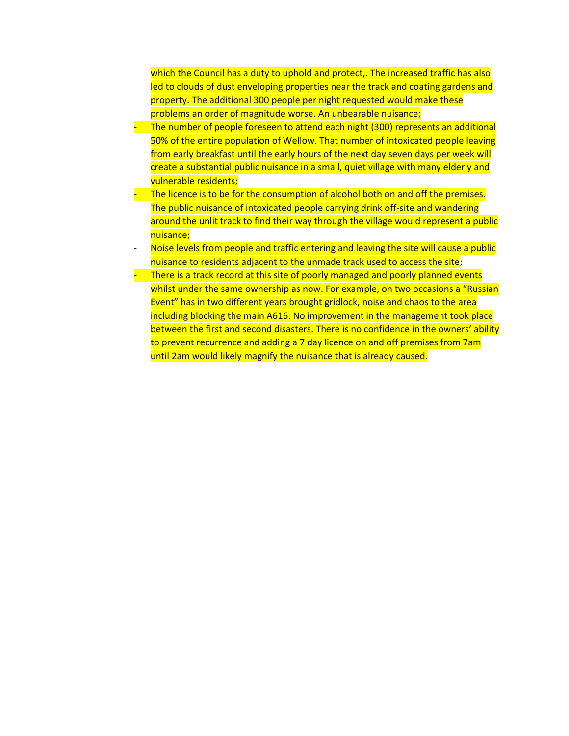which the Council has a duty to uphold and protect,. The increased traffic has also led to clouds of dust enveloping properties near the track and coating gardens and property. The additional 300 people per night requested would make these problems an order of magnitude worse. An unbearable nuisance;

- The number of people foreseen to attend each night (300) represents an additional 50% of the entire population of Wellow. That number of intoxicated people leaving from early breakfast until the early hours of the next day seven days per week will create a substantial public nuisance in a small, quiet village with many elderly and vulnerable residents;
- The licence is to be for the consumption of alcohol both on and off the premises. The public nuisance of intoxicated people carrying drink off-site and wandering around the unlit track to find their way through the village would represent a public nuisance;
- Noise levels from people and traffic entering and leaving the site will cause a public nuisance to residents adjacent to the unmade track used to access the site;
- There is a track record at this site of poorly managed and poorly planned events whilst under the same ownership as now. For example, on two occasions a "Russian Event" has in two different years brought gridlock, noise and chaos to the area including blocking the main A616. No improvement in the management took place between the first and second disasters. There is no confidence in the owners' ability to prevent recurrence and adding a 7 day licence on and off premises from 7am until 2am would likely magnify the nuisance that is already caused.